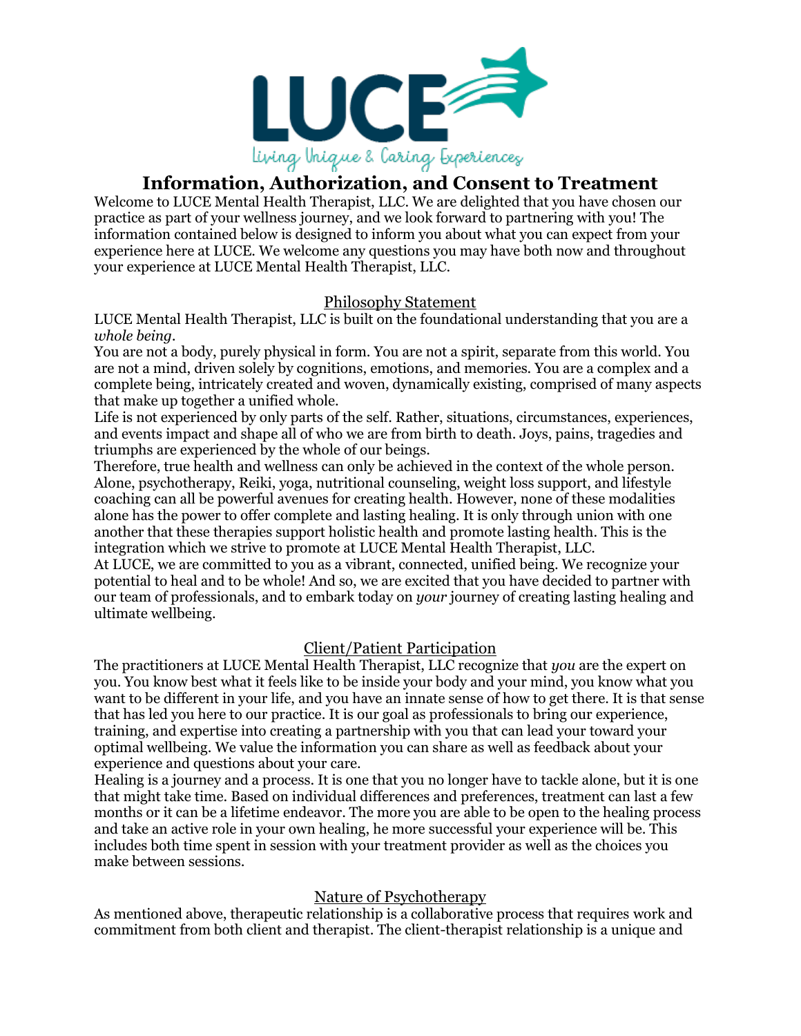LUCE

Living Unique & Caring Experiences

# Information, Authorization, and Consent to Treatment

Welcome to LUCE Mental Health Therapist, LLC. We are delighted that you have chosen our practice as part of your wellness journey, and we look forward to partnering with you! The information contained below is designed to inform you about what you can expect from your experience here at LUCE. We welcome any questions you may have both now and throughout your experience at LUCE Mental Health Therapist, LLC.

## Philosophy Statement

LUCE Mental Health Therapist, LLC is built on the foundational understanding that you are a *whole being*.

You are not a body, purely physical in form. You are not a spirit, separate from this world. You are not a mind, driven solely by cognitions, emotions, and memories. You are a complex and a complete being, intricately created and woven, dynamically existing, comprised of many aspects that make up together a unified whole.

Life is not experienced by only parts of the self. Rather, situations, circumstances, experiences, and events impact and shape all of who we are from birth to death. Joys, pains, tragedies and triumphs are experienced by the whole of our beings.

Therefore, true health and wellness can only be achieved in the context of the whole person. Alone, psychotherapy, Reiki, yoga, nutritional counseling, weight loss support, and lifestyle coaching can all be powerful avenues for creating health. However, none of these modalities alone has the power to offer complete and lasting healing. It is only through union with one another that these therapies support holistic health and promote lasting health. This is the integration which we strive to promote at LUCE Mental Health Therapist, LLC.

At LUCE, we are committed to you as a vibrant, connected, unified being. We recognize your potential to heal and to be whole! And so, we are excited that you have decided to partner with our team of professionals, and to embark today on *your* journey of creating lasting healing and ultimate wellbeing.

## Client/Patient Participation

The practitioners at LUCE Mental Health Therapist, LLC recognize that *you* are the expert on you. You know best what it feels like to be inside your body and your mind, you know what you want to be different in your life, and you have an innate sense of how to get there. It is that sense that has led you here to our practice. It is our goal as professionals to bring our experience, training, and expertise into creating a partnership with you that can lead your toward your optimal wellbeing. We value the information you can share as well as feedback about your experience and questions about your care.

Healing is a journey and a process. It is one that you no longer have to tackle alone, but it is one that might take time. Based on individual differences and preferences, treatment can last a few months or it can be a lifetime endeavor. The more you are able to be open to the healing process and take an active role in your own healing, he more successful your experience will be. This includes both time spent in session with your treatment provider as well as the choices you make between sessions.

## Nature of Psychotherapy

As mentioned above, therapeutic relationship is a collaborative process that requires work and commitment from both client and therapist. The client-therapist relationship is a unique and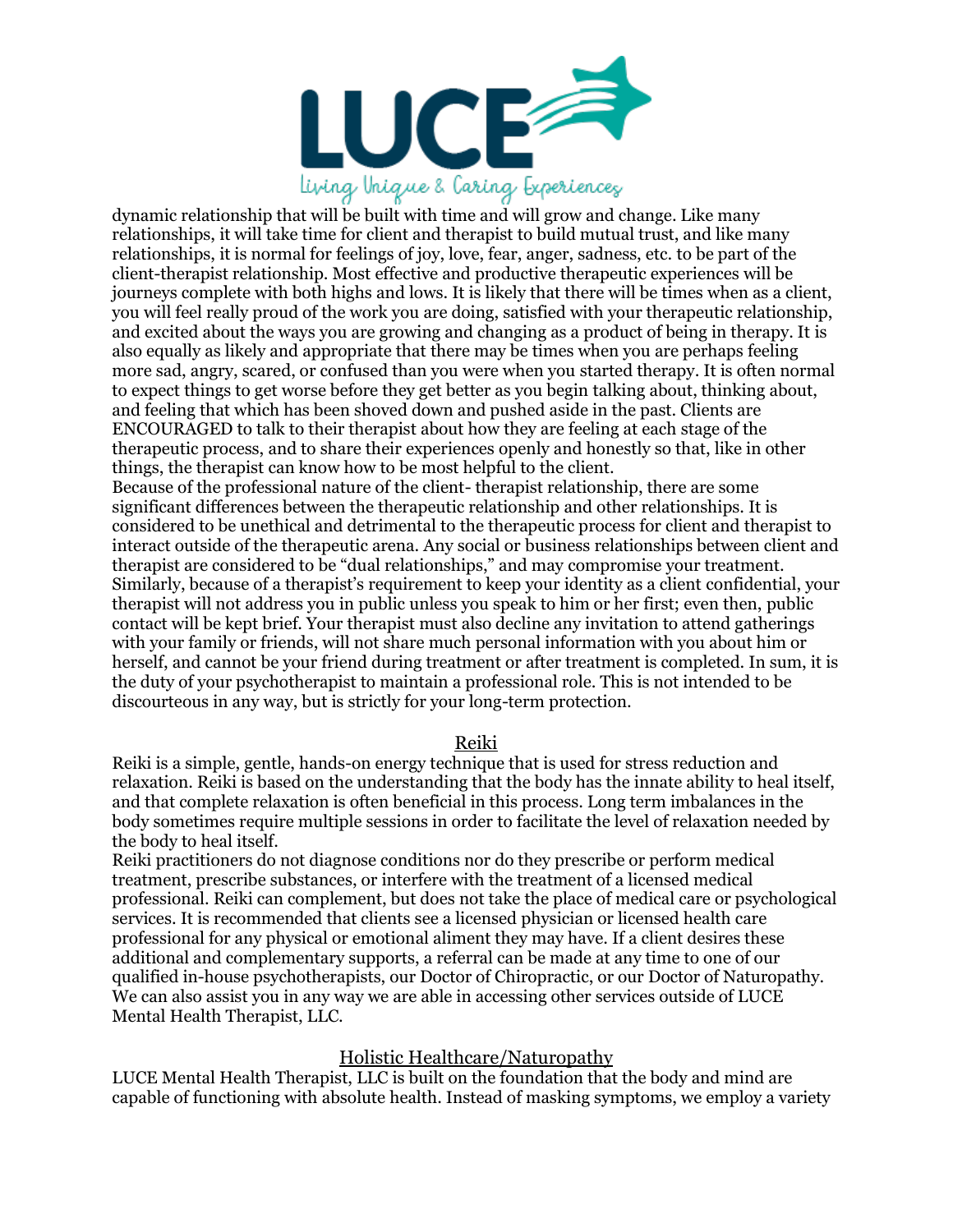dynamic relationship that will be built with time and will grow and change. Like many relationships, it will take time for client and therapist to build mutual trust, and like many relationships, it is normal for feelings of joy, love, fear, anger, sadness, etc. to be part of the client-therapist relationship. Most effective and productive therapeutic experiences will be journeys complete with both highs and lows. It is likely that there will be times when as a client, you will feel really proud of the work you are doing, satisfied with your therapeutic relationship, and excited about the ways you are growing and changing as a product of being in therapy. It is also equally as likely and appropriate that there may be times when you are perhaps feeling more sad, angry, scared, or confused than you were when you started therapy. It is often normal to expect things to get worse before they get better as you begin talking about, thinking about, and feeling that which has been shoved down and pushed aside in the past. Clients are ENCOURAGED to talk to their therapist about how they are feeling at each stage of the therapeutic process, and to share their experiences openly and honestly so that, like in other things, the therapist can know how to be most helpful to the client.

Because of the professional nature of the client- therapist relationship, there are some significant differences between the therapeutic relationship and other relationships. It is considered to be unethical and detrimental to the therapeutic process for client and therapist to interact outside of the therapeutic arena. Any social or business relationships between client and therapist are considered to be "dual relationships," and may compromise your treatment. Similarly, because of a therapist's requirement to keep your identity as a client confidential, your therapist will not address you in public unless you speak to him or her first; even then, public contact will be kept brief. Your therapist must also decline any invitation to attend gatherings with your family or friends, will not share much personal information with you about him or herself, and cannot be your friend during treatment or after treatment is completed. In sum, it is the duty of your psychotherapist to maintain a professional role. This is not intended to be discourteous in any way, but is strictly for your long-term protection.

## Reiki

Reiki is a simple, gentle, hands-on energy technique that is used for stress reduction and relaxation. Reiki is based on the understanding that the body has the innate ability to heal itself, and that complete relaxation is often beneficial in this process. Long term imbalances in the body sometimes require multiple sessions in order to facilitate the level of relaxation needed by the body to heal itself.

Reiki practitioners do not diagnose conditions nor do they prescribe or perform medical treatment, prescribe substances, or interfere with the treatment of a licensed medical professional. Reiki can complement, but does not take the place of medical care or psychological services. It is recommended that clients see a licensed physician or licensed health care professional for any physical or emotional aliment they may have. If a client desires these additional and complementary supports, a referral can be made at any time to one of our qualified in-house psychotherapists, our Doctor of Chiropractic, or our Doctor of Naturopathy. We can also assist you in any way we are able in accessing other services outside of LUCE Mental Health Therapist, LLC.

## Holistic Healthcare/Naturopathy

LUCE Mental Health Therapist, LLC is built on the foundation that the body and mind are capable of functioning with absolute health. Instead of masking symptoms, we employ a variety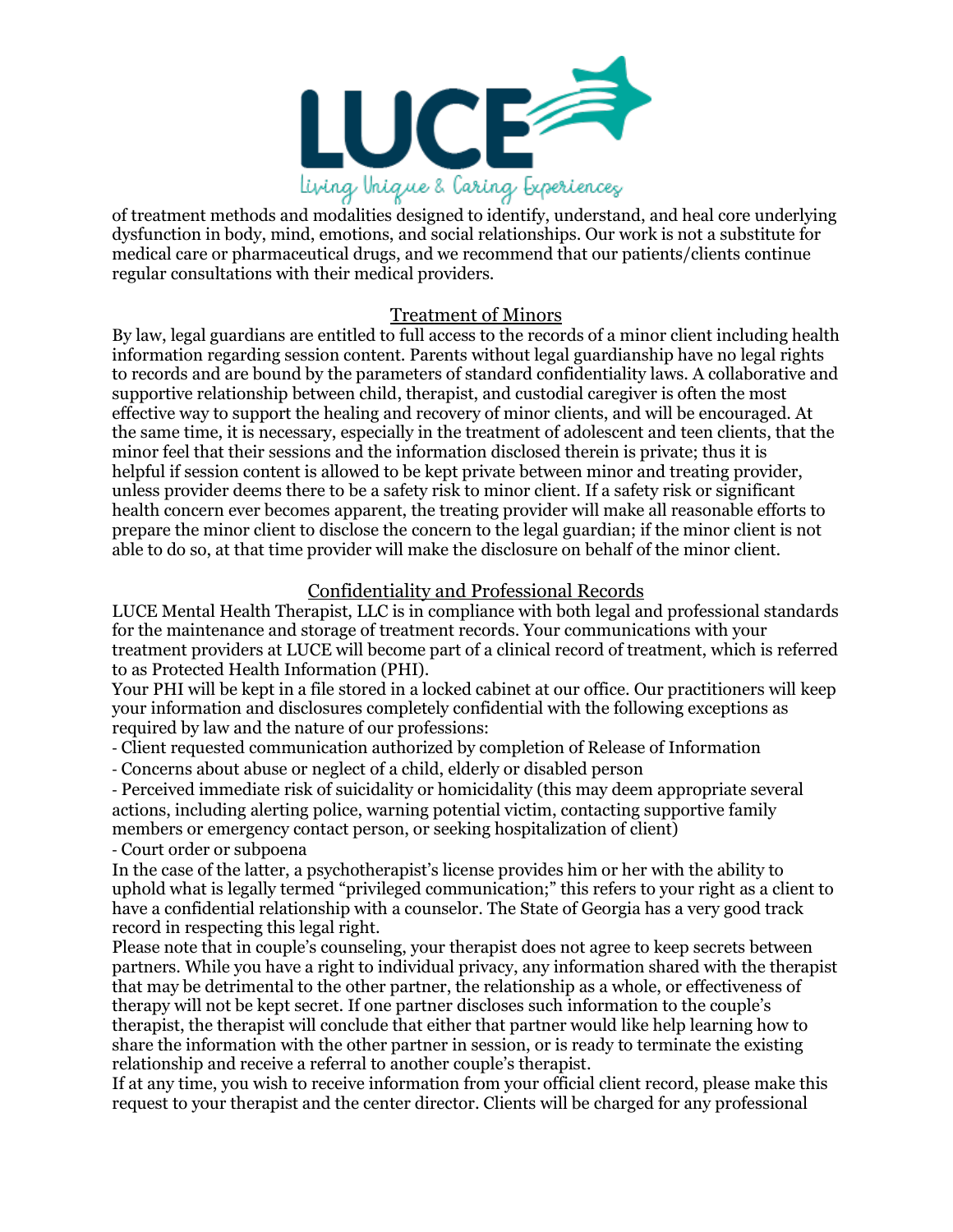of treatment methods and modalities designed to identify, understand, and heal core underlying dysfunction in body, mind, emotions, and social relationships. Our work is not a substitute for medical care or pharmaceutical drugs, and we recommend that our patients/clients continue regular consultations with their medical providers.

## Treatment of Minors

By law, legal guardians are entitled to full access to the records of a minor client including health information regarding session content. Parents without legal guardianship have no legal rights to records and are bound by the parameters of standard confidentiality laws. A collaborative and supportive relationship between child, therapist, and custodial caregiver is often the most effective way to support the healing and recovery of minor clients, and will be encouraged. At the same time, it is necessary, especially in the treatment of adolescent and teen clients, that the minor feel that their sessions and the information disclosed therein is private; thus it is helpful if session content is allowed to be kept private between minor and treating provider, unless provider deems there to be a safety risk to minor client. If a safety risk or significant health concern ever becomes apparent, the treating provider will make all reasonable efforts to prepare the minor client to disclose the concern to the legal guardian; if the minor client is not able to do so, at that time provider will make the disclosure on behalf of the minor client.

## Confidentiality and Professional Records

LUCE Mental Health Therapist, LLC is in compliance with both legal and professional standards for the maintenance and storage of treatment records. Your communications with your treatment providers at LUCE will become part of a clinical record of treatment, which is referred to as Protected Health Information (PHI).

Your PHI will be kept in a file stored in a locked cabinet at our office. Our practitioners will keep your information and disclosures completely confidential with the following exceptions as required by law and the nature of our professions:

- Client requested communication authorized by completion of Release of Information
- Concerns about abuse or neglect of a child, elderly or disabled person
- Perceived immediate risk of suicidality or homicidality (this may deem appropriate several actions, including alerting police, warning potential victim, contacting supportive family members or emergency contact person, or seeking hospitalization of client)
- Court order or subpoena

In the case of the latter, a psychotherapist's license provides him or her with the ability to uphold what is legally termed "privileged communication;" this refers to your right as a client to have a confidential relationship with a counselor. The State of Georgia has a very good track record in respecting this legal right.

Please note that in couple's counseling, your therapist does not agree to keep secrets between partners. While you have a right to individual privacy, any information shared with the therapist that may be detrimental to the other partner, the relationship as a whole, or effectiveness of therapy will not be kept secret. If one partner discloses such information to the couple's therapist, the therapist will conclude that either that partner would like help learning how to share the information with the other partner in session, or is ready to terminate the existing relationship and receive a referral to another couple's therapist.

If at any time, you wish to receive information from your official client record, please make this request to your therapist and the center director. Clients will be charged for any professional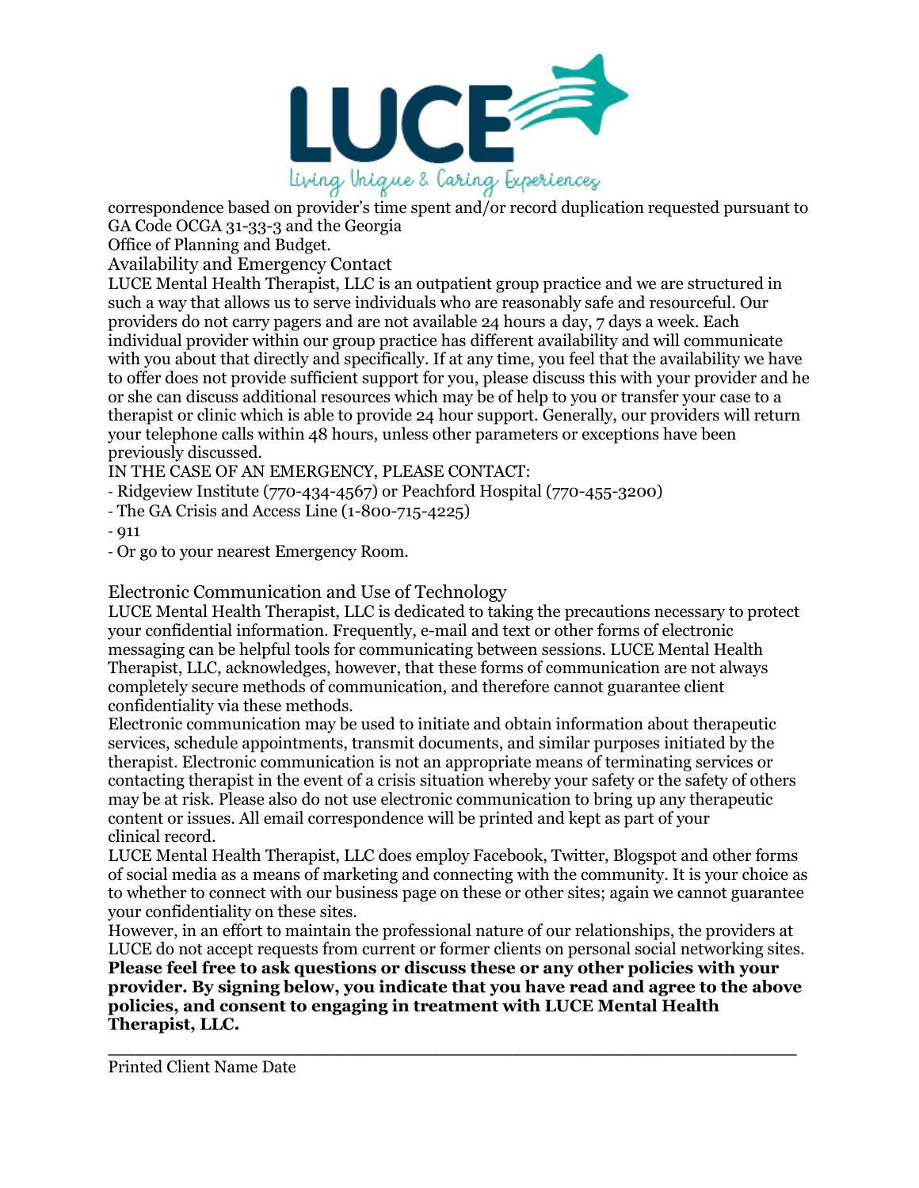correspondence based on provider's time spent and/or record duplication requested pursuant to GA Code OCGA 31-33-3 and the Georgia
Office of Planning and Budget.

## Availability and Emergency Contact

LUCE Mental Health Therapist, LLC is an outpatient group practice and we are structured in such a way that allows us to serve individuals who are reasonably safe and resourceful. Our providers do not carry pagers and are not available 24 hours a day, 7 days a week. Each individual provider within our group practice has different availability and will communicate with you about that directly and specifically. If at any time, you feel that the availability we have to offer does not provide sufficient support for you, please discuss this with your provider and he or she can discuss additional resources which may be of help to you or transfer your case to a therapist or clinic which is able to provide 24 hour support. Generally, our providers will return your telephone calls within 48 hours, unless other parameters or exceptions have been previously discussed.

IN THE CASE OF AN EMERGENCY, PLEASE CONTACT:

- Ridgeview Institute (770-434-4567) or Peachford Hospital (770-455-3200)
- The GA Crisis and Access Line (1-800-715-4225)
- 911
- Or go to your nearest Emergency Room.

## Electronic Communication and Use of Technology

LUCE Mental Health Therapist, LLC is dedicated to taking the precautions necessary to protect your confidential information. Frequently, e-mail and text or other forms of electronic messaging can be helpful tools for communicating between sessions. LUCE Mental Health Therapist, LLC, acknowledges, however, that these forms of communication are not always completely secure methods of communication, and therefore cannot guarantee client confidentiality via these methods.

Electronic communication may be used to initiate and obtain information about therapeutic services, schedule appointments, transmit documents, and similar purposes initiated by the therapist. Electronic communication is not an appropriate means of terminating services or contacting therapist in the event of a crisis situation whereby your safety or the safety of others may be at risk. Please also do not use electronic communication to bring up any therapeutic content or issues. All email correspondence will be printed and kept as part of your clinical record.

LUCE Mental Health Therapist, LLC does employ Facebook, Twitter, Blogspot and other forms of social media as a means of marketing and connecting with the community. It is your choice as to whether to connect with our business page on these or other sites; again we cannot guarantee your confidentiality on these sites.

However, in an effort to maintain the professional nature of our relationships, the providers at LUCE do not accept requests from current or former clients on personal social networking sites.

**Please feel free to ask questions or discuss these or any other policies with your provider. By signing below, you indicate that you have read and agree to the above policies, and consent to engaging in treatment with LUCE Mental Health Therapist, LLC.**

\_\_\_\_\_\_\_\_\_\_\_\_\_\_\_\_\_\_\_\_\_\_\_\_\_\_\_\_\_\_\_\_\_\_\_\_\_\_\_\_\_\_\_\_\_\_\_\_\_\_\_\_\_\_\_\_

Printed Client Name Date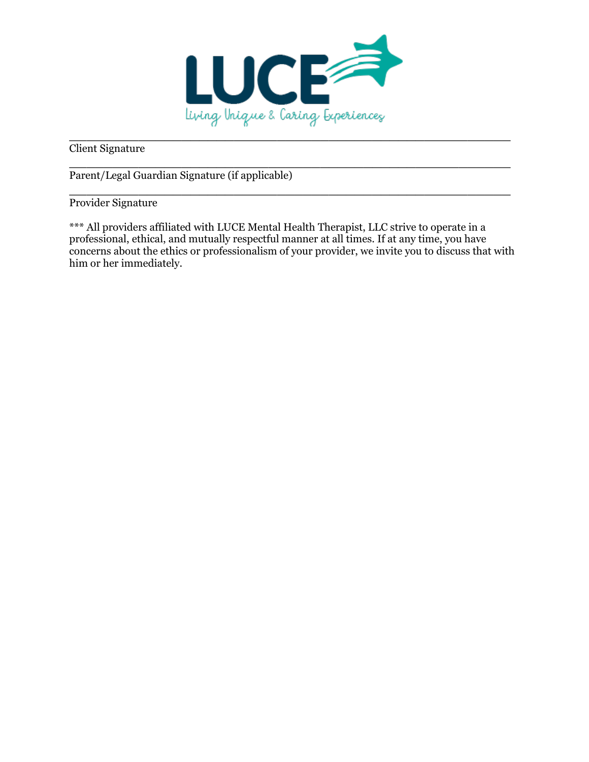LUCE

Living Unique & Caring Experiences

_______________________________________________________________

Client Signature

_______________________________________________________________

Parent/Legal Guardian Signature (if applicable)

_______________________________________________________________

Provider Signature

*** All providers affiliated with LUCE Mental Health Therapist, LLC strive to operate in a professional, ethical, and mutually respectful manner at all times. If at any time, you have concerns about the ethics or professionalism of your provider, we invite you to discuss that with him or her immediately.